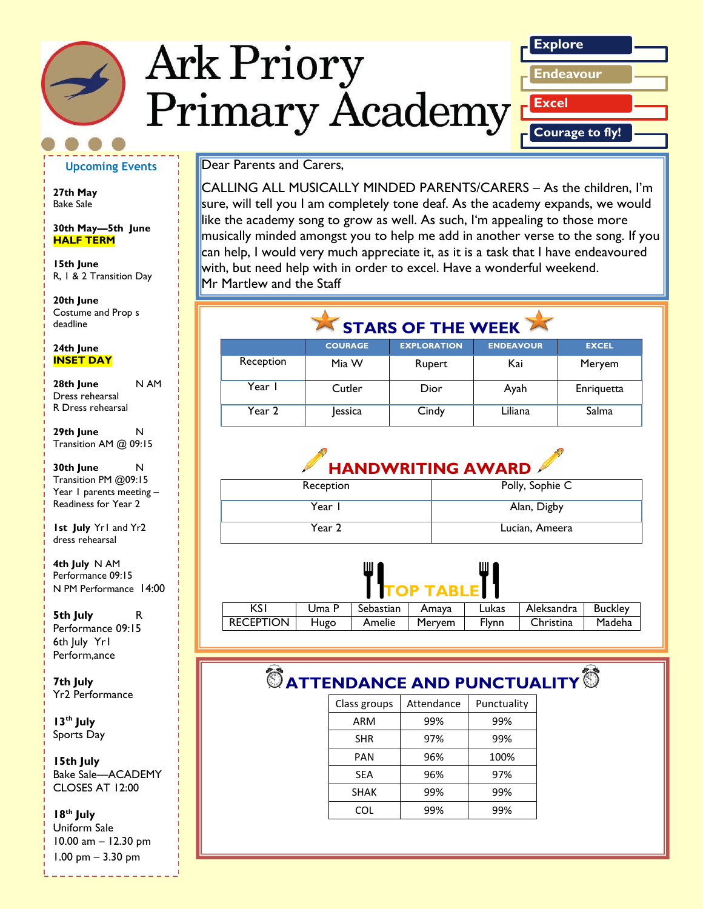# Ark Priory Primary Academy

**Explore**
**Endeavour**
**Excel**
**Courage to fly!**

## Upcoming Events

**27th May**
Bake Sale

**30th May—5th June**
**HALF TERM**

**15th June**
R, 1 & 2 Transition Day

**20th June**
Costume and Prop s deadline

**24th June**
**INSET DAY**

**28th June** N AM
Dress rehearsal
R Dress rehearsal

**29th June** N
Transition AM @ 09:15

**30th June** N
Transition PM @09:15
Year 1 parents meeting – Readiness for Year 2

**1st July** Yr1 and Yr2 dress rehearsal

**4th July** N AM
Performance 09:15
N PM Performance 14:00

**5th July** R
Performance 09:15
6th July Yr1
Perform,ance

**7th July**
Yr2 Performance

**13th July**
Sports Day

**15th July**
Bake Sale—ACADEMY CLOSES AT 12:00

**18th July**
Uniform Sale
10.00 am – 12.30 pm
1.00 pm – 3.30 pm

Dear Parents and Carers,

CALLING ALL MUSICALLY MINDED PARENTS/CARERS – As the children, I'm sure, will tell you I am completely tone deaf. As the academy expands, we would like the academy song to grow as well. As such, I'm appealing to those more musically minded amongst you to help me add in another verse to the song. If you can help, I would very much appreciate it, as it is a task that I have endeavoured with, but need help with in order to excel. Have a wonderful weekend.
Mr Martlew and the Staff

## STARS OF THE WEEK

| | COURAGE | EXPLORATION | ENDEAVOUR | EXCEL |
|---|---|---|---|---|
| Reception | Mia W | Rupert | Kai | Meryem |
| Year 1 | Cutler | Dior | Ayah | Enriquetta |
| Year 2 | Jessica | Cindy | Liliana | Salma |

## HANDWRITING AWARD

| | |
|---|---|
| Reception | Polly, Sophie C |
| Year 1 | Alan, Digby |
| Year 2 | Lucian, Ameera |

## TOP TABLE

| | | | | | | |
|---|---|---|---|---|---|---|
| KS1 | Uma P | Sebastian | Amaya | Lukas | Aleksandra | Buckley |
| RECEPTION | Hugo | Amelie | Meryem | Flynn | Christina | Madeha |

## ATTENDANCE AND PUNCTUALITY

| Class groups | Attendance | Punctuality |
|---|---|---|
| ARM | 99% | 99% |
| SHR | 97% | 99% |
| PAN | 96% | 100% |
| SEA | 96% | 97% |
| SHAK | 99% | 99% |
| COL | 99% | 99% |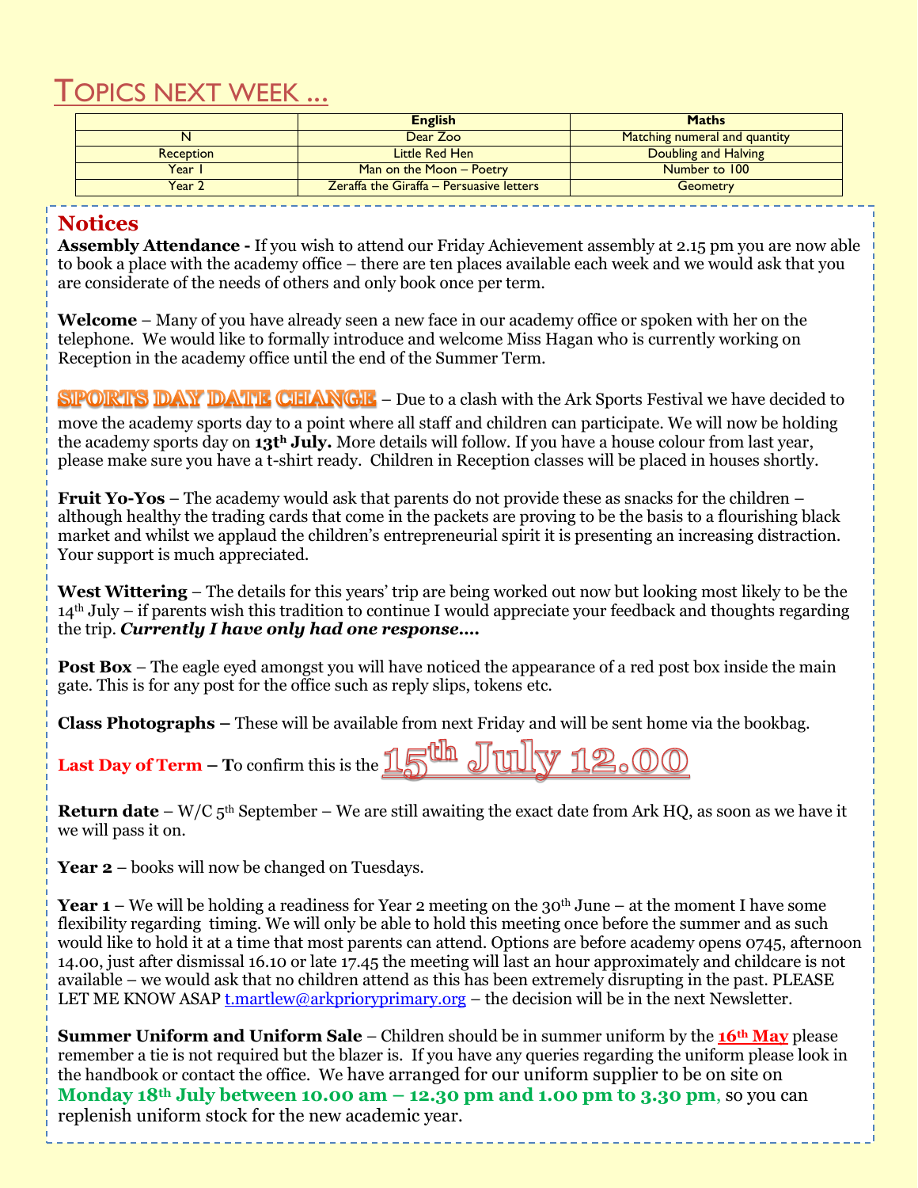# Topics next week ...

| | English | Maths |
|---|---|---|
| N | Dear Zoo | Matching numeral and quantity |
| Reception | Little Red Hen | Doubling and Halving |
| Year 1 | Man on the Moon – Poetry | Number to 100 |
| Year 2 | Zeraffa the Giraffa – Persuasive letters | Geometry |

## Notices

**Assembly Attendance -** If you wish to attend our Friday Achievement assembly at 2.15 pm you are now able to book a place with the academy office – there are ten places available each week and we would ask that you are considerate of the needs of others and only book once per term.

**Welcome** – Many of you have already seen a new face in our academy office or spoken with her on the telephone. We would like to formally introduce and welcome Miss Hagan who is currently working on Reception in the academy office until the end of the Summer Term.

**SPORTS DAY DATE CHANGE** – Due to a clash with the Ark Sports Festival we have decided to move the academy sports day to a point where all staff and children can participate. We will now be holding the academy sports day on **13th July.** More details will follow. If you have a house colour from last year, please make sure you have a t-shirt ready. Children in Reception classes will be placed in houses shortly.

**Fruit Yo-Yos** – The academy would ask that parents do not provide these as snacks for the children – although healthy the trading cards that come in the packets are proving to be the basis to a flourishing black market and whilst we applaud the children's entrepreneurial spirit it is presenting an increasing distraction. Your support is much appreciated.

**West Wittering** – The details for this years' trip are being worked out now but looking most likely to be the 14th July – if parents wish this tradition to continue I would appreciate your feedback and thoughts regarding the trip. ***Currently I have only had one response….***

**Post Box** – The eagle eyed amongst you will have noticed the appearance of a red post box inside the main gate. This is for any post for the office such as reply slips, tokens etc.

**Class Photographs –** These will be available from next Friday and will be sent home via the bookbag.

**Last Day of Term – T**o confirm this is the **15th July 12.00**

**Return date** – W/C 5th September – We are still awaiting the exact date from Ark HQ, as soon as we have it we will pass it on.

**Year 2** – books will now be changed on Tuesdays.

**Year 1** – We will be holding a readiness for Year 2 meeting on the 30th June – at the moment I have some flexibility regarding timing. We will only be able to hold this meeting once before the summer and as such would like to hold it at a time that most parents can attend. Options are before academy opens 0745, afternoon 14.00, just after dismissal 16.10 or late 17.45 the meeting will last an hour approximately and childcare is not available – we would ask that no children attend as this has been extremely disrupting in the past. PLEASE LET ME KNOW ASAP t.martlew@arkprioryprimary.org – the decision will be in the next Newsletter.

**Summer Uniform and Uniform Sale** – Children should be in summer uniform by the **16th May** please remember a tie is not required but the blazer is. If you have any queries regarding the uniform please look in the handbook or contact the office. We have arranged for our uniform supplier to be on site on **Monday 18th July between 10.00 am – 12.30 pm and 1.00 pm to 3.30 pm**, so you can replenish uniform stock for the new academic year.